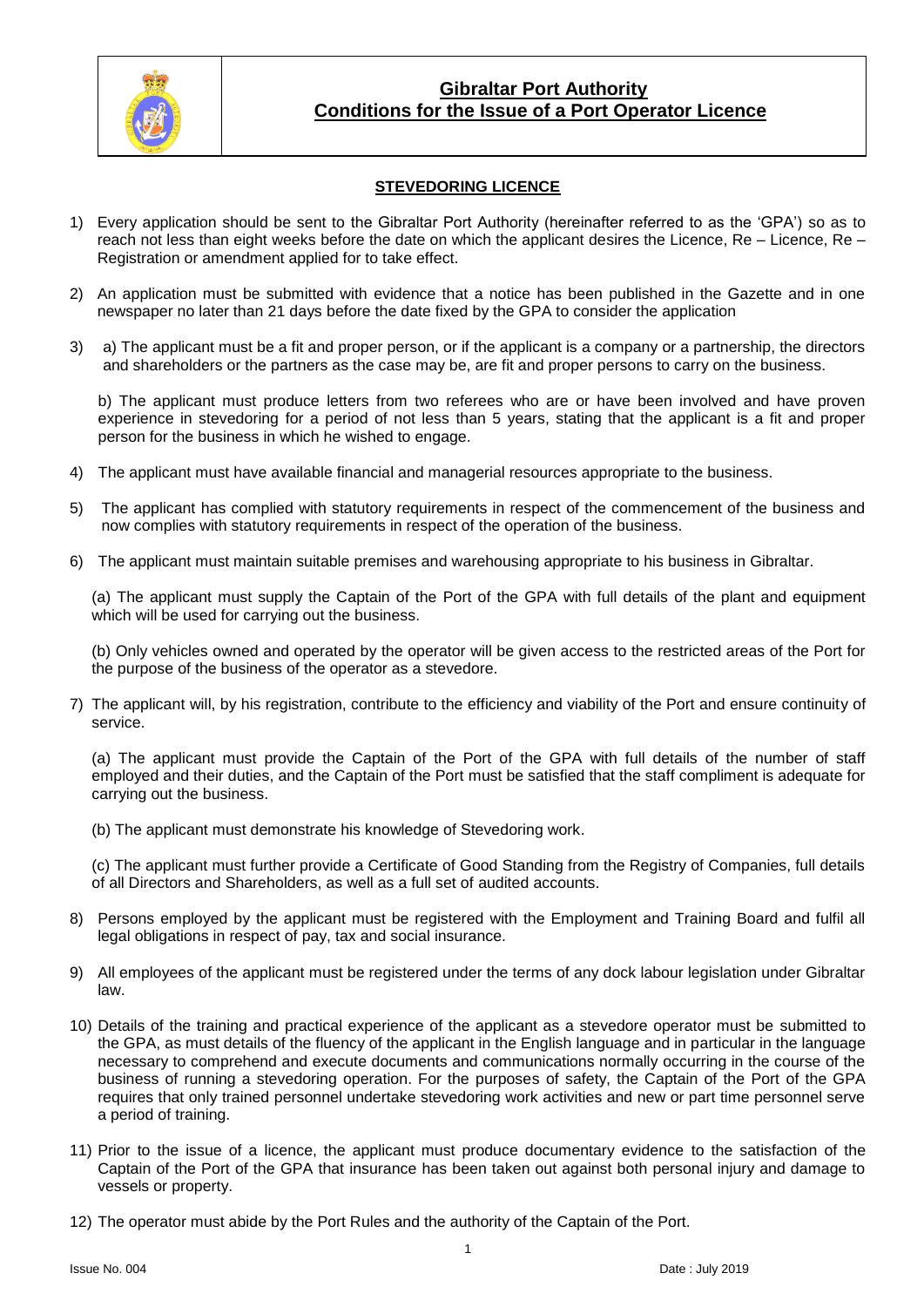# Gibraltar Port Authority
## Conditions for the Issue of a Port Operator Licence

### STEVEDORING LICENCE

1) Every application should be sent to the Gibraltar Port Authority (hereinafter referred to as the 'GPA') so as to reach not less than eight weeks before the date on which the applicant desires the Licence, Re – Licence, Re – Registration or amendment applied for to take effect.

2) An application must be submitted with evidence that a notice has been published in the Gazette and in one newspaper no later than 21 days before the date fixed by the GPA to consider the application

3) a) The applicant must be a fit and proper person, or if the applicant is a company or a partnership, the directors and shareholders or the partners as the case may be, are fit and proper persons to carry on the business.

   b) The applicant must produce letters from two referees who are or have been involved and have proven experience in stevedoring for a period of not less than 5 years, stating that the applicant is a fit and proper person for the business in which he wished to engage.

4) The applicant must have available financial and managerial resources appropriate to the business.

5) The applicant has complied with statutory requirements in respect of the commencement of the business and now complies with statutory requirements in respect of the operation of the business.

6) The applicant must maintain suitable premises and warehousing appropriate to his business in Gibraltar.

   (a) The applicant must supply the Captain of the Port of the GPA with full details of the plant and equipment which will be used for carrying out the business.

   (b) Only vehicles owned and operated by the operator will be given access to the restricted areas of the Port for the purpose of the business of the operator as a stevedore.

7) The applicant will, by his registration, contribute to the efficiency and viability of the Port and ensure continuity of service.

   (a) The applicant must provide the Captain of the Port of the GPA with full details of the number of staff employed and their duties, and the Captain of the Port must be satisfied that the staff compliment is adequate for carrying out the business.

   (b) The applicant must demonstrate his knowledge of Stevedoring work.

   (c) The applicant must further provide a Certificate of Good Standing from the Registry of Companies, full details of all Directors and Shareholders, as well as a full set of audited accounts.

8) Persons employed by the applicant must be registered with the Employment and Training Board and fulfil all legal obligations in respect of pay, tax and social insurance.

9) All employees of the applicant must be registered under the terms of any dock labour legislation under Gibraltar law.

10) Details of the training and practical experience of the applicant as a stevedore operator must be submitted to the GPA, as must details of the fluency of the applicant in the English language and in particular in the language necessary to comprehend and execute documents and communications normally occurring in the course of the business of running a stevedoring operation. For the purposes of safety, the Captain of the Port of the GPA requires that only trained personnel undertake stevedoring work activities and new or part time personnel serve a period of training.

11) Prior to the issue of a licence, the applicant must produce documentary evidence to the satisfaction of the Captain of the Port of the GPA that insurance has been taken out against both personal injury and damage to vessels or property.

12) The operator must abide by the Port Rules and the authority of the Captain of the Port.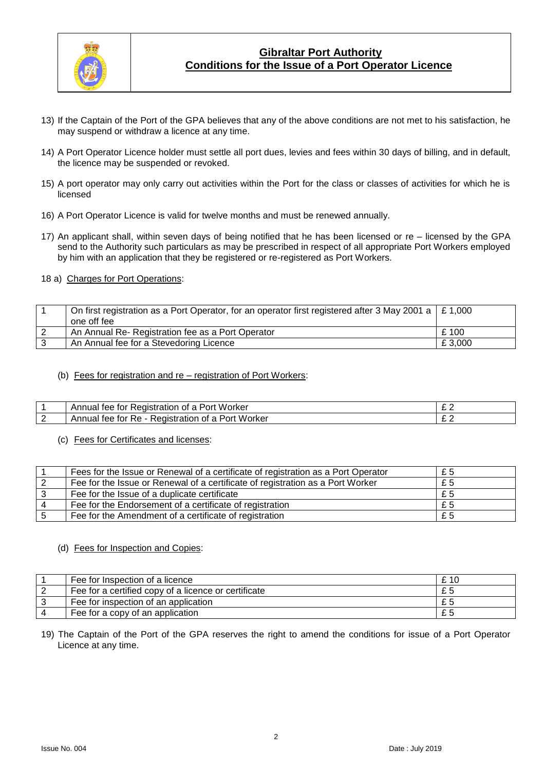13) If the Captain of the Port of the GPA believes that any of the above conditions are not met to his satisfaction, he may suspend or withdraw a licence at any time.

14) A Port Operator Licence holder must settle all port dues, levies and fees within 30 days of billing, and in default, the licence may be suspended or revoked.

15) A port operator may only carry out activities within the Port for the class or classes of activities for which he is licensed

16) A Port Operator Licence is valid for twelve months and must be renewed annually.

17) An applicant shall, within seven days of being notified that he has been licensed or re – licensed by the GPA send to the Authority such particulars as may be prescribed in respect of all appropriate Port Workers employed by him with an application that they be registered or re-registered as Port Workers.

18 a) Charges for Port Operations:

| | | |
|---|---|---|
| 1 | On first registration as a Port Operator, for an operator first registered after 3 May 2001 a one off fee | £ 1,000 |
| 2 | An Annual Re- Registration fee as a Port Operator | £ 100 |
| 3 | An Annual fee for a Stevedoring Licence | £ 3,000 |

(b) Fees for registration and re – registration of Port Workers:

| | | |
|---|---|---|
| 1 | Annual fee for Registration of a Port Worker | £ 2 |
| 2 | Annual fee for Re - Registration of a Port Worker | £ 2 |

(c) Fees for Certificates and licenses:

| | | |
|---|---|---|
| 1 | Fees for the Issue or Renewal of a certificate of registration as a Port Operator | £ 5 |
| 2 | Fee for the Issue or Renewal of a certificate of registration as a Port Worker | £ 5 |
| 3 | Fee for the Issue of a duplicate certificate | £ 5 |
| 4 | Fee for the Endorsement of a certificate of registration | £ 5 |
| 5 | Fee for the Amendment of a certificate of registration | £ 5 |

(d) Fees for Inspection and Copies:

| | | |
|---|---|---|
| 1 | Fee for Inspection of a licence | £ 10 |
| 2 | Fee for a certified copy of a licence or certificate | £ 5 |
| 3 | Fee for inspection of an application | £ 5 |
| 4 | Fee for a copy of an application | £ 5 |

19) The Captain of the Port of the GPA reserves the right to amend the conditions for issue of a Port Operator Licence at any time.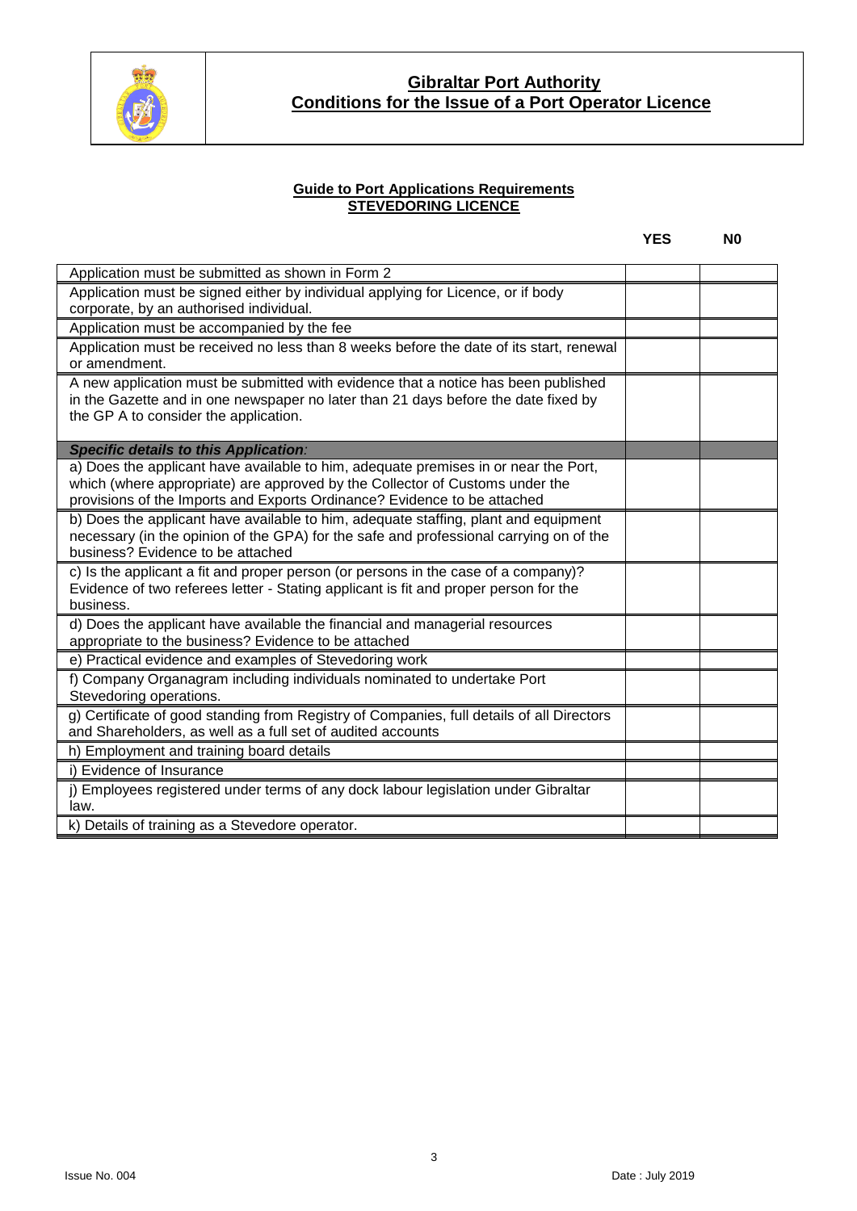## Gibraltar Port Authority
## Conditions for the Issue of a Port Operator Licence

### Guide to Port Applications Requirements
### STEVEDORING LICENCE

| | YES | N0 |
|---|---|---|
| Application must be submitted as shown in Form 2 | | |
| Application must be signed either by individual applying for Licence, or if body corporate, by an authorised individual. | | |
| Application must be accompanied by the fee | | |
| Application must be received no less than 8 weeks before the date of its start, renewal or amendment. | | |
| A new application must be submitted with evidence that a notice has been published in the Gazette and in one newspaper no later than 21 days before the date fixed by the GP A to consider the application. | | |
| ***Specific details to this Application:*** | | |
| a) Does the applicant have available to him, adequate premises in or near the Port, which (where appropriate) are approved by the Collector of Customs under the provisions of the Imports and Exports Ordinance? Evidence to be attached | | |
| b) Does the applicant have available to him, adequate staffing, plant and equipment necessary (in the opinion of the GPA) for the safe and professional carrying on of the business? Evidence to be attached | | |
| c) Is the applicant a fit and proper person (or persons in the case of a company)? Evidence of two referees letter - Stating applicant is fit and proper person for the business. | | |
| d) Does the applicant have available the financial and managerial resources appropriate to the business? Evidence to be attached | | |
| e) Practical evidence and examples of Stevedoring work | | |
| f) Company Organagram including individuals nominated to undertake Port Stevedoring operations. | | |
| g) Certificate of good standing from Registry of Companies, full details of all Directors and Shareholders, as well as a full set of audited accounts | | |
| h) Employment and training board details | | |
| i) Evidence of Insurance | | |
| j) Employees registered under terms of any dock labour legislation under Gibraltar law. | | |
| k) Details of training as a Stevedore operator. | | |

Issue No. 004

Date : July 2019